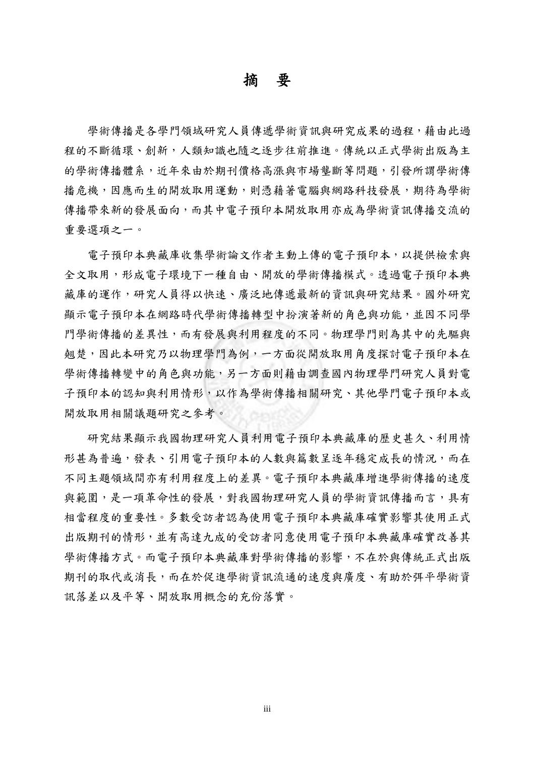# 摘 要

學術傳播是各學門領域研究人員傳遞學術資訊與研究成果的過程，藉由此過程的不斷循環、創新，人類知識也隨之逐步往前推進。傳統以正式學術出版為主的學術傳播體系，近年來由於期刊價格高漲與市場壟斷等問題，引發所謂學術傳播危機，因應而生的開放取用運動，則憑藉著電腦與網路科技發展，期待為學術傳播帶來新的發展面向，而其中電子預印本開放取用亦成為學術資訊傳播交流的重要選項之一。

電子預印本典藏庫收集學術論文作者主動上傳的電子預印本，以提供檢索與全文取用，形成電子環境下一種自由、開放的學術傳播模式。透過電子預印本典藏庫的運作，研究人員得以快速、廣泛地傳遞最新的資訊與研究結果。國外研究顯示電子預印本在網路時代學術傳播轉型中扮演著新的角色與功能，並因不同學門學術傳播的差異性，而有發展與利用程度的不同。物理學門則為其中的先驅與翹楚，因此本研究乃以物理學門為例，一方面從開放取用角度探討電子預印本在學術傳播轉變中的角色與功能，另一方面則藉由調查國內物理學門研究人員對電子預印本的認知與利用情形，以作為學術傳播相關研究、其他學門電子預印本或開放取用相關議題研究之參考。

研究結果顯示我國物理研究人員利用電子預印本典藏庫的歷史甚久、利用情形甚為普遍，發表、引用電子預印本的人數與篇數呈逐年穩定成長的情況，而在不同主題領域間亦有利用程度上的差異。電子預印本典藏庫增進學術傳播的速度與範圍，是一項革命性的發展，對我國物理研究人員的學術資訊傳播而言，具有相當程度的重要性。多數受訪者認為使用電子預印本典藏庫確實影響其使用正式出版期刊的情形，並有高達九成的受訪者同意使用電子預印本典藏庫確實改善其學術傳播方式。而電子預印本典藏庫對學術傳播的影響，不在於與傳統正式出版期刊的取代或消長，而在於促進學術資訊流通的速度與廣度、有助於弭平學術資訊落差以及平等、開放取用概念的充份落實。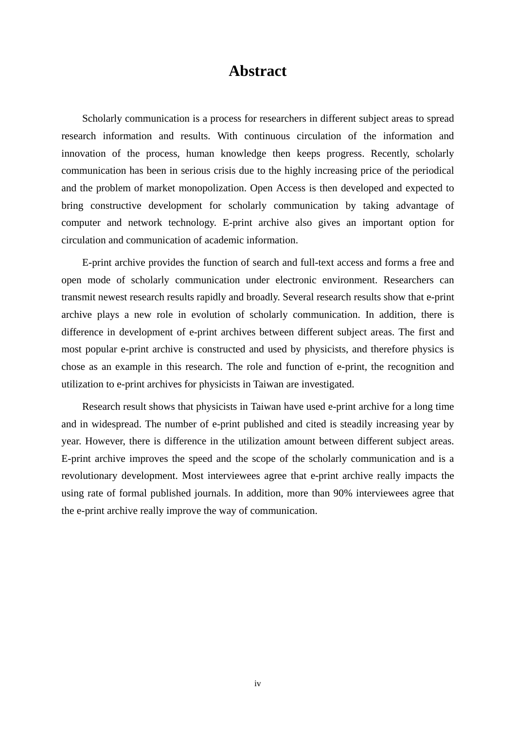# Abstract

Scholarly communication is a process for researchers in different subject areas to spread research information and results. With continuous circulation of the information and innovation of the process, human knowledge then keeps progress. Recently, scholarly communication has been in serious crisis due to the highly increasing price of the periodical and the problem of market monopolization. Open Access is then developed and expected to bring constructive development for scholarly communication by taking advantage of computer and network technology. E-print archive also gives an important option for circulation and communication of academic information.

E-print archive provides the function of search and full-text access and forms a free and open mode of scholarly communication under electronic environment. Researchers can transmit newest research results rapidly and broadly. Several research results show that e-print archive plays a new role in evolution of scholarly communication. In addition, there is difference in development of e-print archives between different subject areas. The first and most popular e-print archive is constructed and used by physicists, and therefore physics is chose as an example in this research. The role and function of e-print, the recognition and utilization to e-print archives for physicists in Taiwan are investigated.

Research result shows that physicists in Taiwan have used e-print archive for a long time and in widespread. The number of e-print published and cited is steadily increasing year by year. However, there is difference in the utilization amount between different subject areas. E-print archive improves the speed and the scope of the scholarly communication and is a revolutionary development. Most interviewees agree that e-print archive really impacts the using rate of formal published journals. In addition, more than 90% interviewees agree that the e-print archive really improve the way of communication.